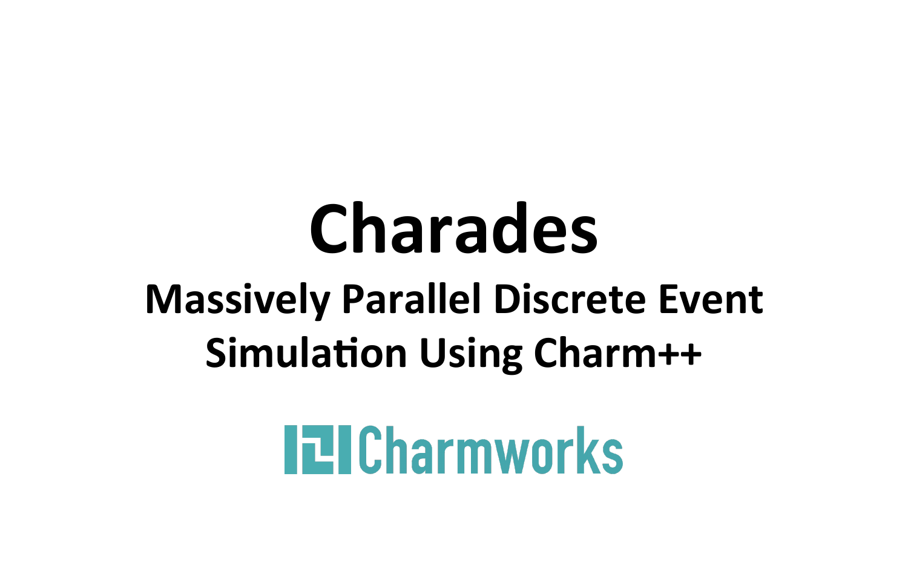# Charades

## Massively Parallel Discrete Event Simulation Using Charm++

Charmworks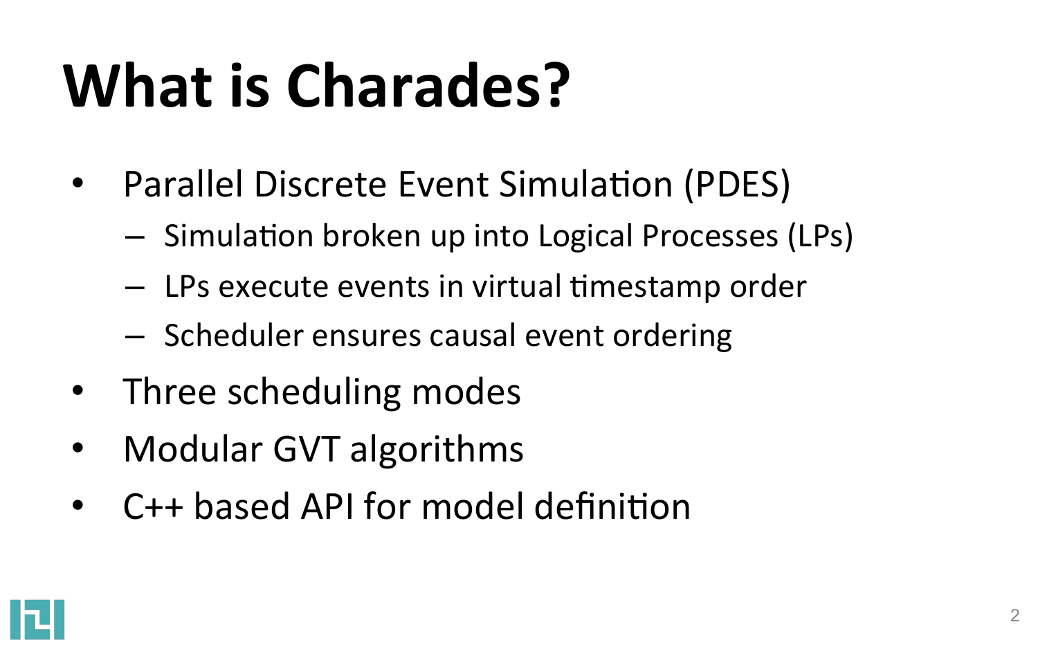# What is Charades?

- Parallel Discrete Event Simulation (PDES)
  - Simulation broken up into Logical Processes (LPs)
  - LPs execute events in virtual timestamp order
  - Scheduler ensures causal event ordering
- Three scheduling modes
- Modular GVT algorithms
- C++ based API for model definition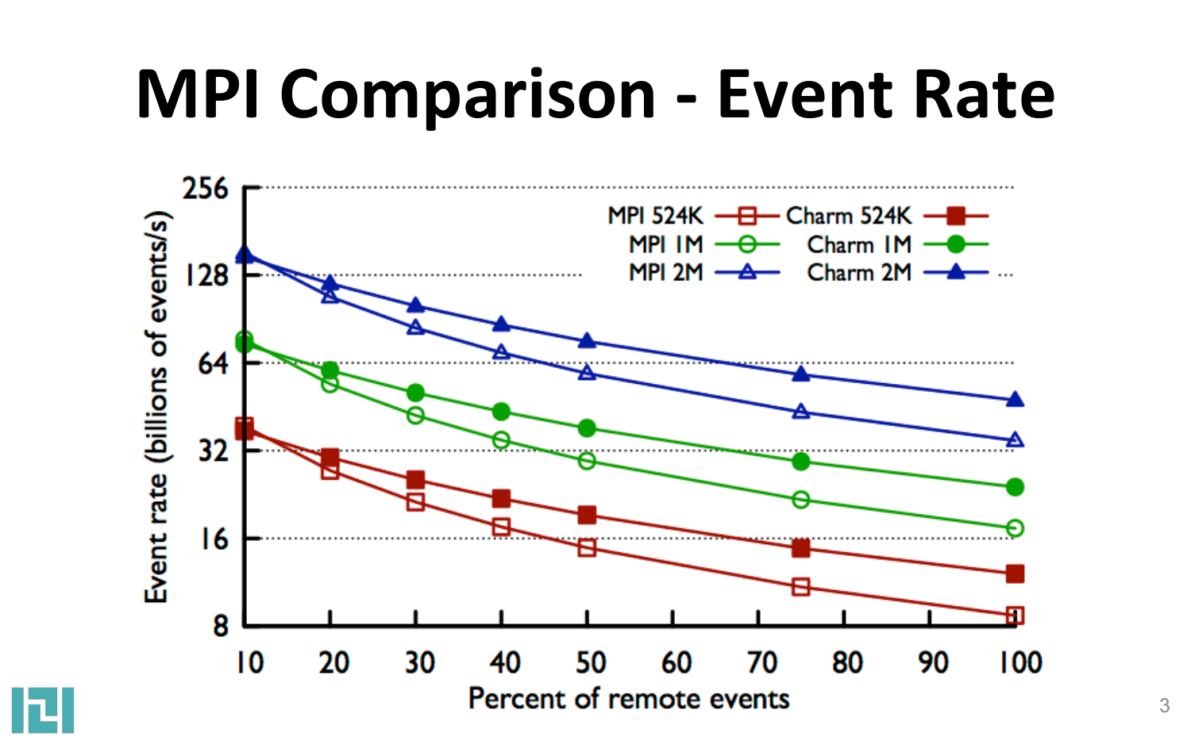# MPI Comparison - Event Rate

Event rate (billions of events/s)

256

128

64

32

16

8

10 20 30 40 50 60 70 80 90 100

Percent of remote events

MPI 524K

Charm 524K

MPI 1M

Charm 1M

MPI 2M

Charm 2M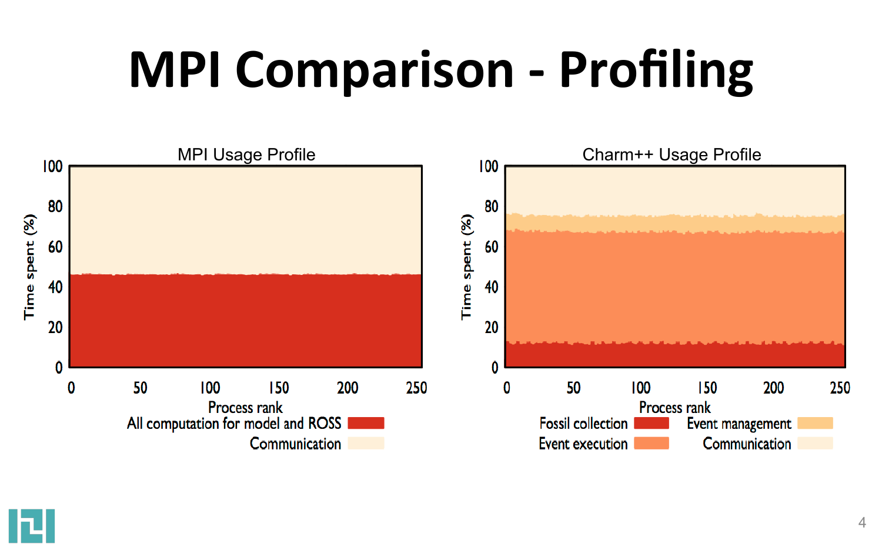# MPI Comparison - Profiling

MPI Usage Profile

Time spent (%)

100
80
60
40
20
0

0 50 100 150 200 250

Process rank

All computation for model and ROSS

Communication

Charm++ Usage Profile

Time spent (%)

100
80
60
40
20
0

0 50 100 150 200 250

Process rank

Fossil collection

Event management

Event execution

Communication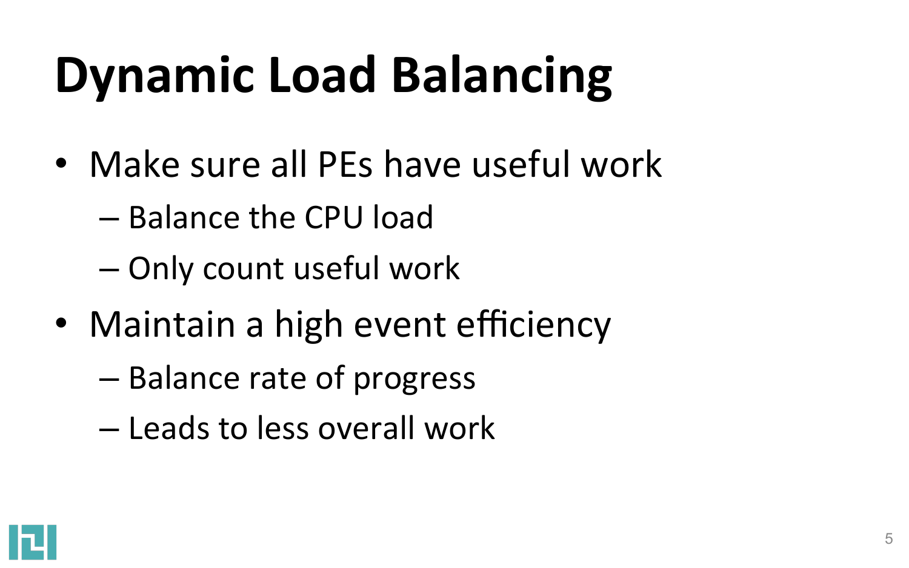# Dynamic Load Balancing

- Make sure all PEs have useful work
  - Balance the CPU load
  - Only count useful work
- Maintain a high event efficiency
  - Balance rate of progress
  - Leads to less overall work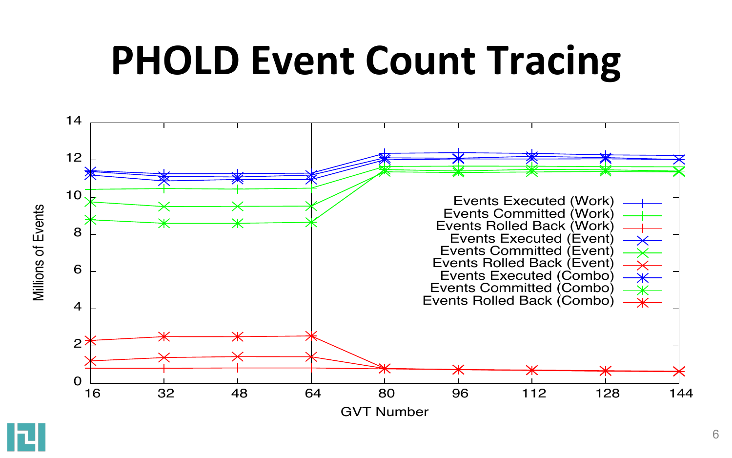# PHOLD Event Count Tracing

Millions of Events

14
12
10
8
6
4
2
0

16
32
48
64
80
96
112
128
144

GVT Number

Events Executed (Work)
Events Committed (Work)
Events Rolled Back (Work)
Events Executed (Event)
Events Committed (Event)
Events Rolled Back (Event)
Events Executed (Combo)
Events Committed (Combo)
Events Rolled Back (Combo)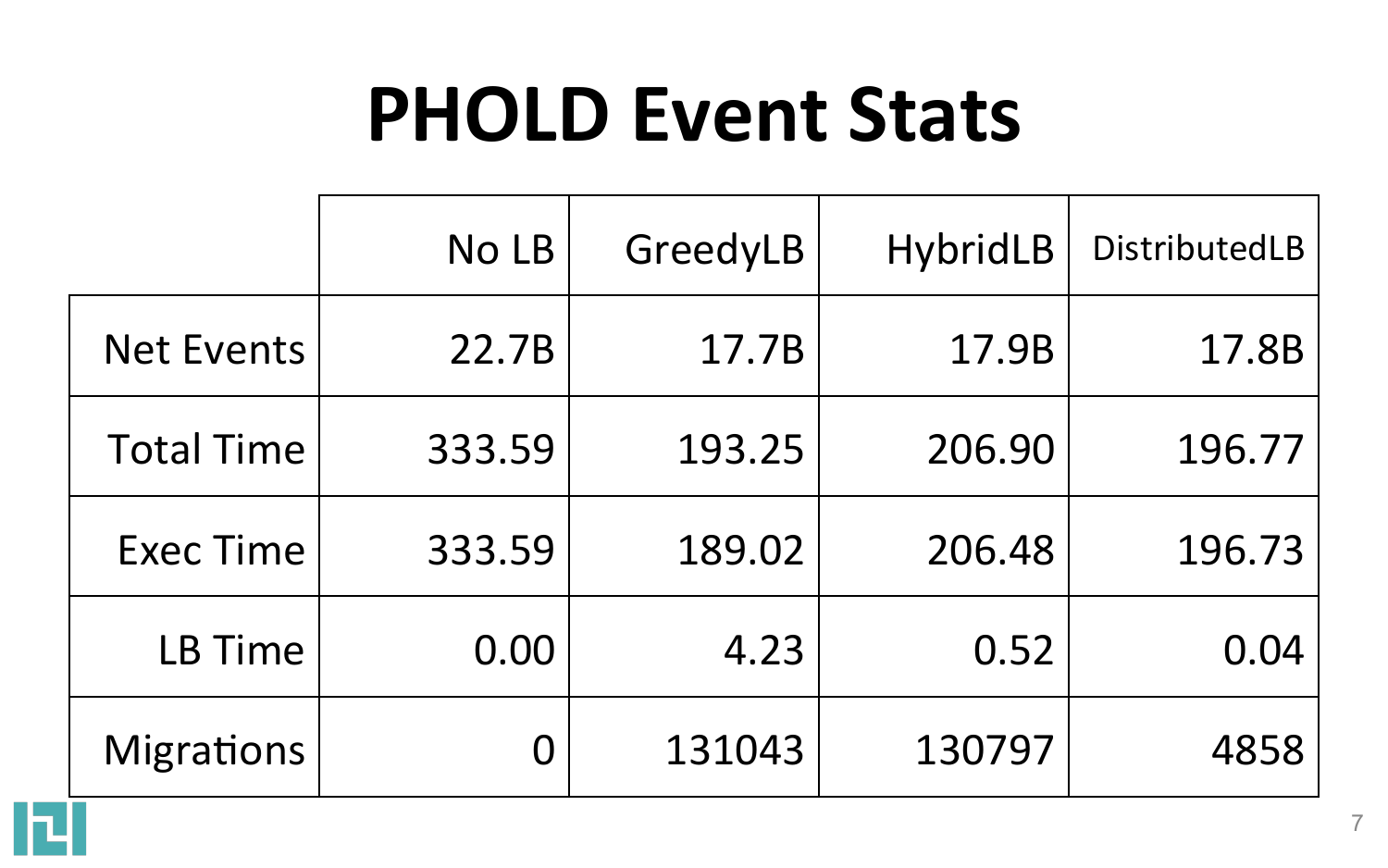# PHOLD Event Stats

| | No LB | GreedyLB | HybridLB | DistributedLB |
| --- | --- | --- | --- | --- |
| Net Events | 22.7B | 17.7B | 17.9B | 17.8B |
| Total Time | 333.59 | 193.25 | 206.90 | 196.77 |
| Exec Time | 333.59 | 189.02 | 206.48 | 196.73 |
| LB Time | 0.00 | 4.23 | 0.52 | 0.04 |
| Migrations | 0 | 131043 | 130797 | 4858 |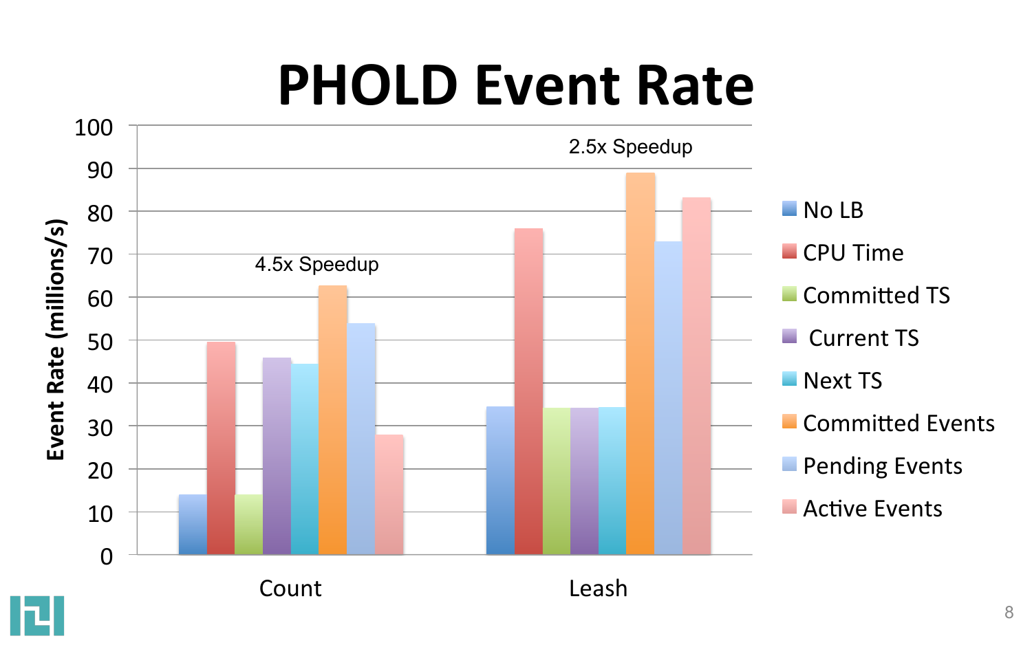# PHOLD Event Rate

Event Rate (millions/s)

100
90
80
70
60
50
40
30
20
10
0

4.5x Speedup

2.5x Speedup

Count

Leash

No LB
CPU Time
Committed TS
Current TS
Next TS
Committed Events
Pending Events
Active Events